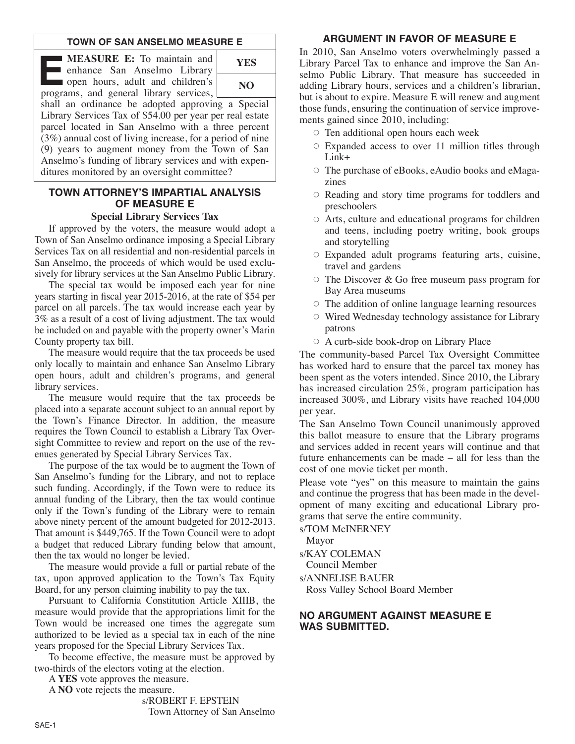## TOWN OF SAN ANSELMO MEASURE E

**MEASURE E:** To maintain and enhance San Anselmo Library open hours, adult and children's programs, and general library services, shall an ordinance be adopted approving a Special Library Services Tax of $54.00 per year per real estate parcel located in San Anselmo with a three percent (3%) annual cost of living increase, for a period of nine (9) years to augment money from the Town of San Anselmo's funding of library services and with expenditures monitored by an oversight committee?

| YES |
|---|
| NO |

## TOWN ATTORNEY'S IMPARTIAL ANALYSIS OF MEASURE E

### Special Library Services Tax

If approved by the voters, the measure would adopt a Town of San Anselmo ordinance imposing a Special Library Services Tax on all residential and non-residential parcels in San Anselmo, the proceeds of which would be used exclusively for library services at the San Anselmo Public Library.

The special tax would be imposed each year for nine years starting in fiscal year 2015-2016, at the rate of $54 per parcel on all parcels. The tax would increase each year by 3% as a result of a cost of living adjustment. The tax would be included on and payable with the property owner's Marin County property tax bill.

The measure would require that the tax proceeds be used only locally to maintain and enhance San Anselmo Library open hours, adult and children's programs, and general library services.

The measure would require that the tax proceeds be placed into a separate account subject to an annual report by the Town's Finance Director. In addition, the measure requires the Town Council to establish a Library Tax Oversight Committee to review and report on the use of the revenues generated by Special Library Services Tax.

The purpose of the tax would be to augment the Town of San Anselmo's funding for the Library, and not to replace such funding. Accordingly, if the Town were to reduce its annual funding of the Library, then the tax would continue only if the Town's funding of the Library were to remain above ninety percent of the amount budgeted for 2012-2013. That amount is $449,765. If the Town Council were to adopt a budget that reduced Library funding below that amount, then the tax would no longer be levied.

The measure would provide a full or partial rebate of the tax, upon approved application to the Town's Tax Equity Board, for any person claiming inability to pay the tax.

Pursuant to California Constitution Article XIIIB, the measure would provide that the appropriations limit for the Town would be increased one times the aggregate sum authorized to be levied as a special tax in each of the nine years proposed for the Special Library Services Tax.

To become effective, the measure must be approved by two-thirds of the electors voting at the election.

A **YES** vote approves the measure.

A **NO** vote rejects the measure.

s/ROBERT F. EPSTEIN
Town Attorney of San Anselmo

## ARGUMENT IN FAVOR OF MEASURE E

In 2010, San Anselmo voters overwhelmingly passed a Library Parcel Tax to enhance and improve the San Anselmo Public Library. That measure has succeeded in adding Library hours, services and a children's librarian, but is about to expire. Measure E will renew and augment those funds, ensuring the continuation of service improvements gained since 2010, including:

- Ten additional open hours each week
- Expanded access to over 11 million titles through Link+
- The purchase of eBooks, eAudio books and eMagazines
- Reading and story time programs for toddlers and preschoolers
- Arts, culture and educational programs for children and teens, including poetry writing, book groups and storytelling
- Expanded adult programs featuring arts, cuisine, travel and gardens
- The Discover & Go free museum pass program for Bay Area museums
- The addition of online language learning resources
- Wired Wednesday technology assistance for Library patrons
- A curb-side book-drop on Library Place

The community-based Parcel Tax Oversight Committee has worked hard to ensure that the parcel tax money has been spent as the voters intended. Since 2010, the Library has increased circulation 25%, program participation has increased 300%, and Library visits have reached 104,000 per year.

The San Anselmo Town Council unanimously approved this ballot measure to ensure that the Library programs and services added in recent years will continue and that future enhancements can be made – all for less than the cost of one movie ticket per month.

Please vote "yes" on this measure to maintain the gains and continue the progress that has been made in the development of many exciting and educational Library programs that serve the entire community.

s/TOM McINERNEY
Mayor

s/KAY COLEMAN
Council Member

s/ANNELISE BAUER
Ross Valley School Board Member

## NO ARGUMENT AGAINST MEASURE E WAS SUBMITTED.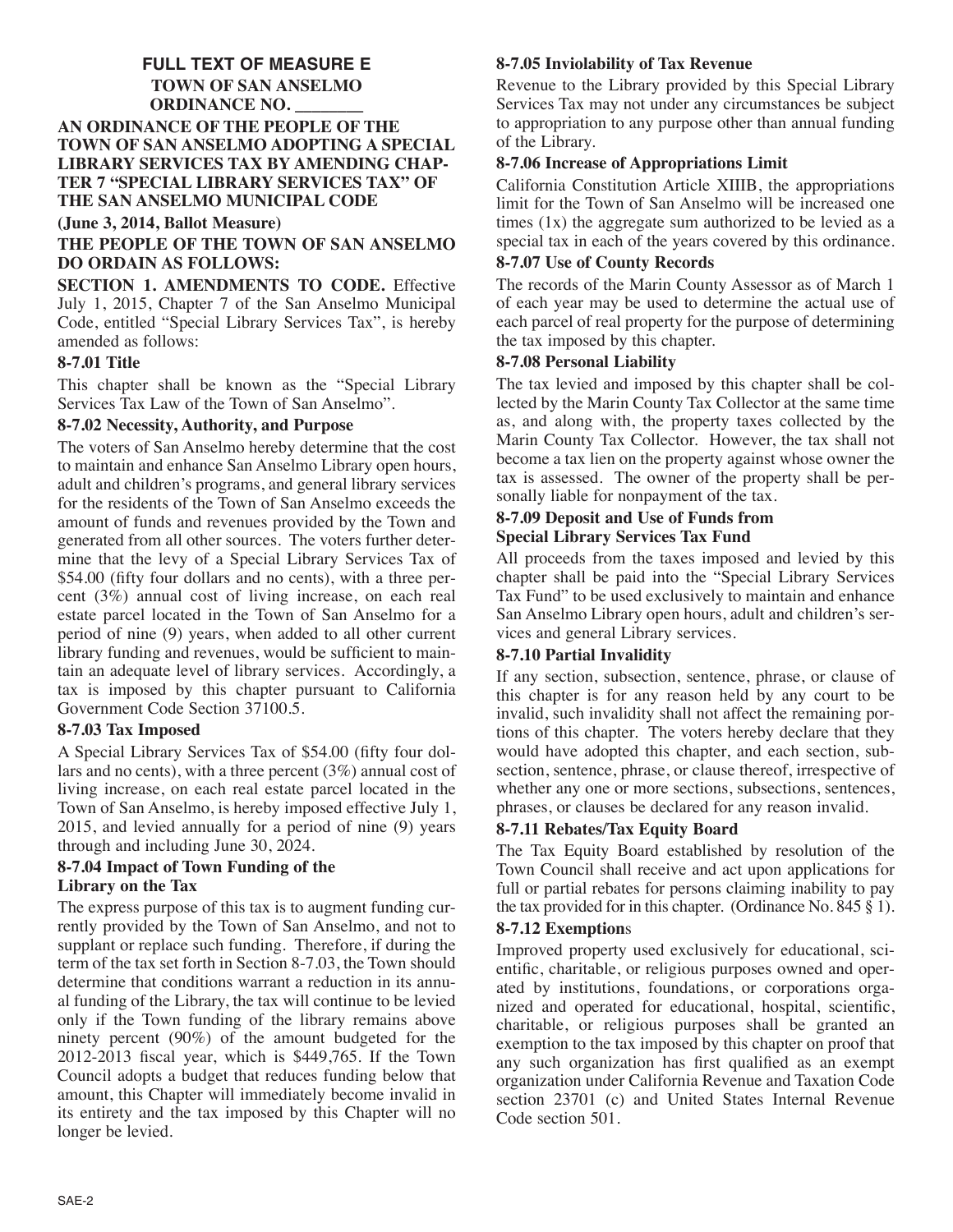**FULL TEXT OF MEASURE E**

**TOWN OF SAN ANSELMO**

**ORDINANCE NO. _______**

**AN ORDINANCE OF THE PEOPLE OF THE TOWN OF SAN ANSELMO ADOPTING A SPECIAL LIBRARY SERVICES TAX BY AMENDING CHAPTER 7 "SPECIAL LIBRARY SERVICES TAX" OF THE SAN ANSELMO MUNICIPAL CODE**

**(June 3, 2014, Ballot Measure)**

**THE PEOPLE OF THE TOWN OF SAN ANSELMO DO ORDAIN AS FOLLOWS:**

**SECTION 1. AMENDMENTS TO CODE.** Effective July 1, 2015, Chapter 7 of the San Anselmo Municipal Code, entitled "Special Library Services Tax", is hereby amended as follows:

**8-7.01 Title**

This chapter shall be known as the "Special Library Services Tax Law of the Town of San Anselmo".

**8-7.02 Necessity, Authority, and Purpose**

The voters of San Anselmo hereby determine that the cost to maintain and enhance San Anselmo Library open hours, adult and children's programs, and general library services for the residents of the Town of San Anselmo exceeds the amount of funds and revenues provided by the Town and generated from all other sources. The voters further determine that the levy of a Special Library Services Tax of $54.00 (fifty four dollars and no cents), with a three percent (3%) annual cost of living increase, on each real estate parcel located in the Town of San Anselmo for a period of nine (9) years, when added to all other current library funding and revenues, would be sufficient to maintain an adequate level of library services. Accordingly, a tax is imposed by this chapter pursuant to California Government Code Section 37100.5.

**8-7.03 Tax Imposed**

A Special Library Services Tax of $54.00 (fifty four dollars and no cents), with a three percent (3%) annual cost of living increase, on each real estate parcel located in the Town of San Anselmo, is hereby imposed effective July 1, 2015, and levied annually for a period of nine (9) years through and including June 30, 2024.

**8-7.04 Impact of Town Funding of the Library on the Tax**

The express purpose of this tax is to augment funding currently provided by the Town of San Anselmo, and not to supplant or replace such funding. Therefore, if during the term of the tax set forth in Section 8-7.03, the Town should determine that conditions warrant a reduction in its annual funding of the Library, the tax will continue to be levied only if the Town funding of the library remains above ninety percent (90%) of the amount budgeted for the 2012-2013 fiscal year, which is $449,765. If the Town Council adopts a budget that reduces funding below that amount, this Chapter will immediately become invalid in its entirety and the tax imposed by this Chapter will no longer be levied.

**8-7.05 Inviolability of Tax Revenue**

Revenue to the Library provided by this Special Library Services Tax may not under any circumstances be subject to appropriation to any purpose other than annual funding of the Library.

**8-7.06 Increase of Appropriations Limit**

California Constitution Article XIIIB, the appropriations limit for the Town of San Anselmo will be increased one times (1x) the aggregate sum authorized to be levied as a special tax in each of the years covered by this ordinance.

**8-7.07 Use of County Records**

The records of the Marin County Assessor as of March 1 of each year may be used to determine the actual use of each parcel of real property for the purpose of determining the tax imposed by this chapter.

**8-7.08 Personal Liability**

The tax levied and imposed by this chapter shall be collected by the Marin County Tax Collector at the same time as, and along with, the property taxes collected by the Marin County Tax Collector. However, the tax shall not become a tax lien on the property against whose owner the tax is assessed. The owner of the property shall be personally liable for nonpayment of the tax.

**8-7.09 Deposit and Use of Funds from Special Library Services Tax Fund**

All proceeds from the taxes imposed and levied by this chapter shall be paid into the "Special Library Services Tax Fund" to be used exclusively to maintain and enhance San Anselmo Library open hours, adult and children's services and general Library services.

**8-7.10 Partial Invalidity**

If any section, subsection, sentence, phrase, or clause of this chapter is for any reason held by any court to be invalid, such invalidity shall not affect the remaining portions of this chapter. The voters hereby declare that they would have adopted this chapter, and each section, subsection, sentence, phrase, or clause thereof, irrespective of whether any one or more sections, subsections, sentences, phrases, or clauses be declared for any reason invalid.

**8-7.11 Rebates/Tax Equity Board**

The Tax Equity Board established by resolution of the Town Council shall receive and act upon applications for full or partial rebates for persons claiming inability to pay the tax provided for in this chapter. (Ordinance No. 845 § 1).

**8-7.12 Exemptions**

Improved property used exclusively for educational, scientific, charitable, or religious purposes owned and operated by institutions, foundations, or corporations organized and operated for educational, hospital, scientific, charitable, or religious purposes shall be granted an exemption to the tax imposed by this chapter on proof that any such organization has first qualified as an exempt organization under California Revenue and Taxation Code section 23701 (c) and United States Internal Revenue Code section 501.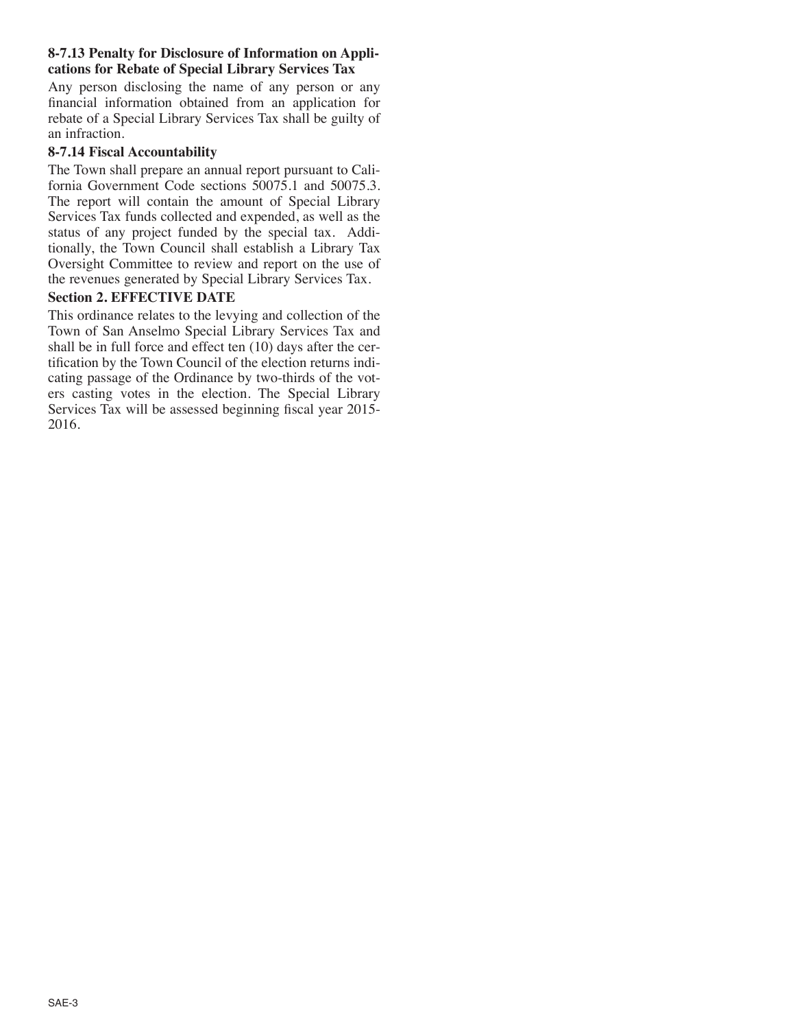### 8-7.13 Penalty for Disclosure of Information on Applications for Rebate of Special Library Services Tax

Any person disclosing the name of any person or any financial information obtained from an application for rebate of a Special Library Services Tax shall be guilty of an infraction.

### 8-7.14 Fiscal Accountability

The Town shall prepare an annual report pursuant to California Government Code sections 50075.1 and 50075.3. The report will contain the amount of Special Library Services Tax funds collected and expended, as well as the status of any project funded by the special tax. Additionally, the Town Council shall establish a Library Tax Oversight Committee to review and report on the use of the revenues generated by Special Library Services Tax.

### Section 2. EFFECTIVE DATE

This ordinance relates to the levying and collection of the Town of San Anselmo Special Library Services Tax and shall be in full force and effect ten (10) days after the certification by the Town Council of the election returns indicating passage of the Ordinance by two-thirds of the voters casting votes in the election. The Special Library Services Tax will be assessed beginning fiscal year 2015-2016.